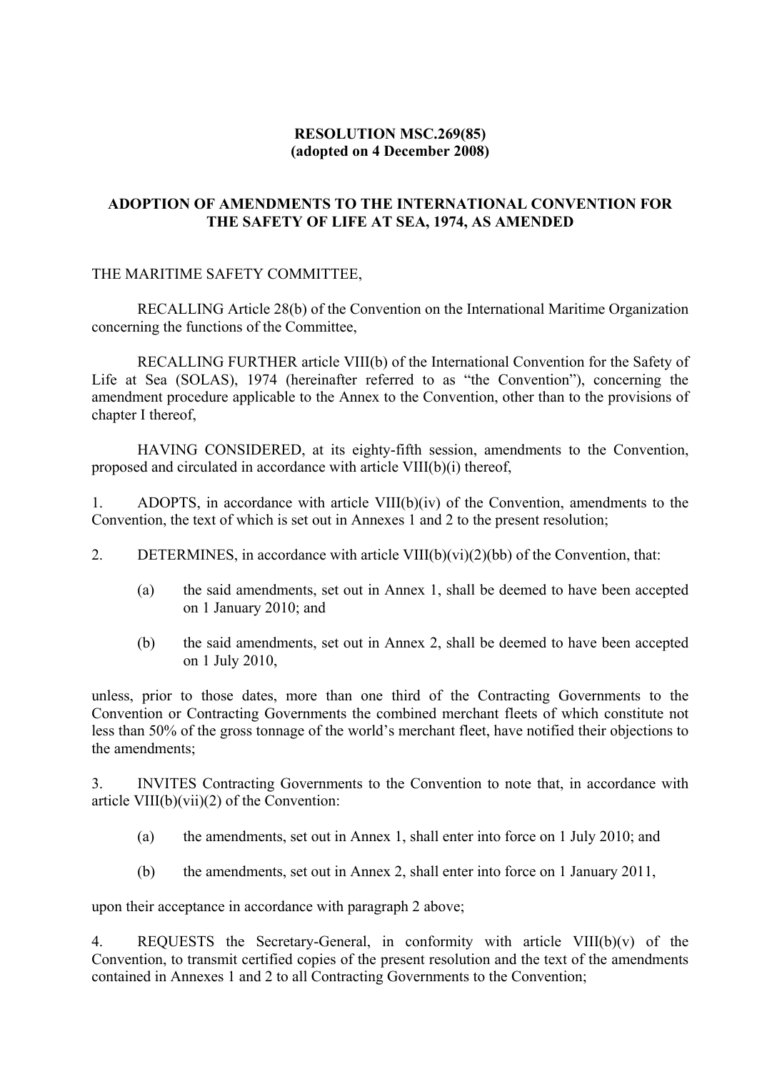**RESOLUTION MSC.269(85)**
**(adopted on 4 December 2008)**

**ADOPTION OF AMENDMENTS TO THE INTERNATIONAL CONVENTION FOR THE SAFETY OF LIFE AT SEA, 1974, AS AMENDED**

THE MARITIME SAFETY COMMITTEE,

RECALLING Article 28(b) of the Convention on the International Maritime Organization concerning the functions of the Committee,

RECALLING FURTHER article VIII(b) of the International Convention for the Safety of Life at Sea (SOLAS), 1974 (hereinafter referred to as "the Convention"), concerning the amendment procedure applicable to the Annex to the Convention, other than to the provisions of chapter I thereof,

HAVING CONSIDERED, at its eighty-fifth session, amendments to the Convention, proposed and circulated in accordance with article VIII(b)(i) thereof,

1. ADOPTS, in accordance with article VIII(b)(iv) of the Convention, amendments to the Convention, the text of which is set out in Annexes 1 and 2 to the present resolution;

2. DETERMINES, in accordance with article VIII(b)(vi)(2)(bb) of the Convention, that:

   (a) the said amendments, set out in Annex 1, shall be deemed to have been accepted on 1 January 2010; and

   (b) the said amendments, set out in Annex 2, shall be deemed to have been accepted on 1 July 2010,

unless, prior to those dates, more than one third of the Contracting Governments to the Convention or Contracting Governments the combined merchant fleets of which constitute not less than 50% of the gross tonnage of the world's merchant fleet, have notified their objections to the amendments;

3. INVITES Contracting Governments to the Convention to note that, in accordance with article VIII(b)(vii)(2) of the Convention:

   (a) the amendments, set out in Annex 1, shall enter into force on 1 July 2010; and

   (b) the amendments, set out in Annex 2, shall enter into force on 1 January 2011,

upon their acceptance in accordance with paragraph 2 above;

4. REQUESTS the Secretary-General, in conformity with article VIII(b)(v) of the Convention, to transmit certified copies of the present resolution and the text of the amendments contained in Annexes 1 and 2 to all Contracting Governments to the Convention;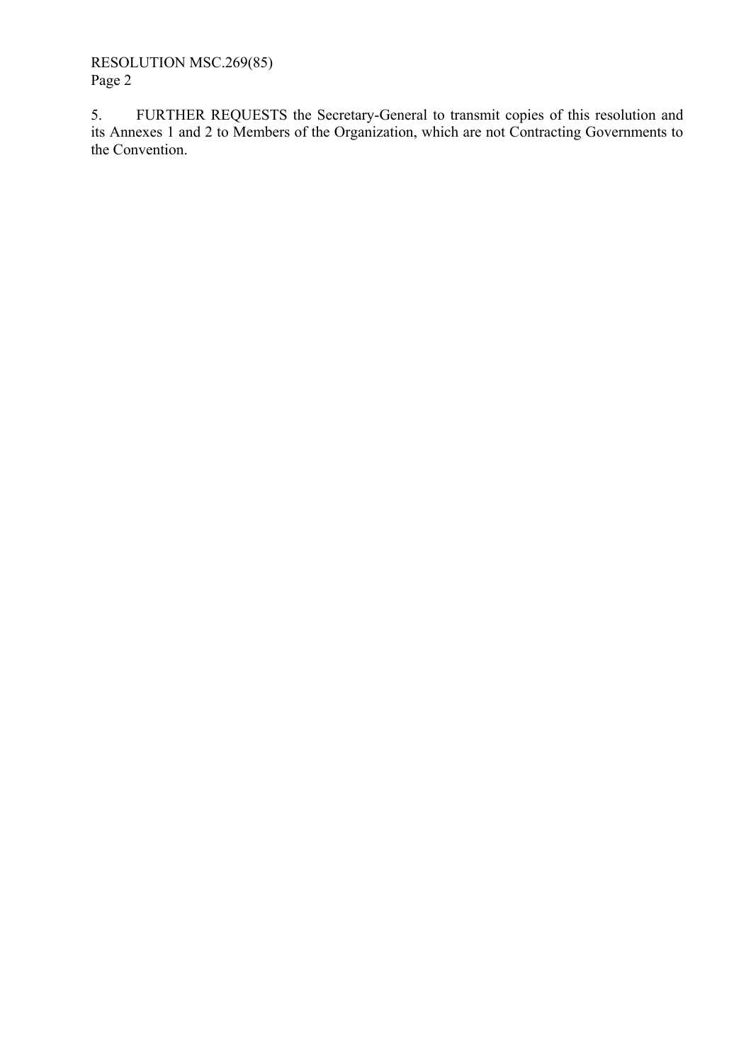5. FURTHER REQUESTS the Secretary-General to transmit copies of this resolution and its Annexes 1 and 2 to Members of the Organization, which are not Contracting Governments to the Convention.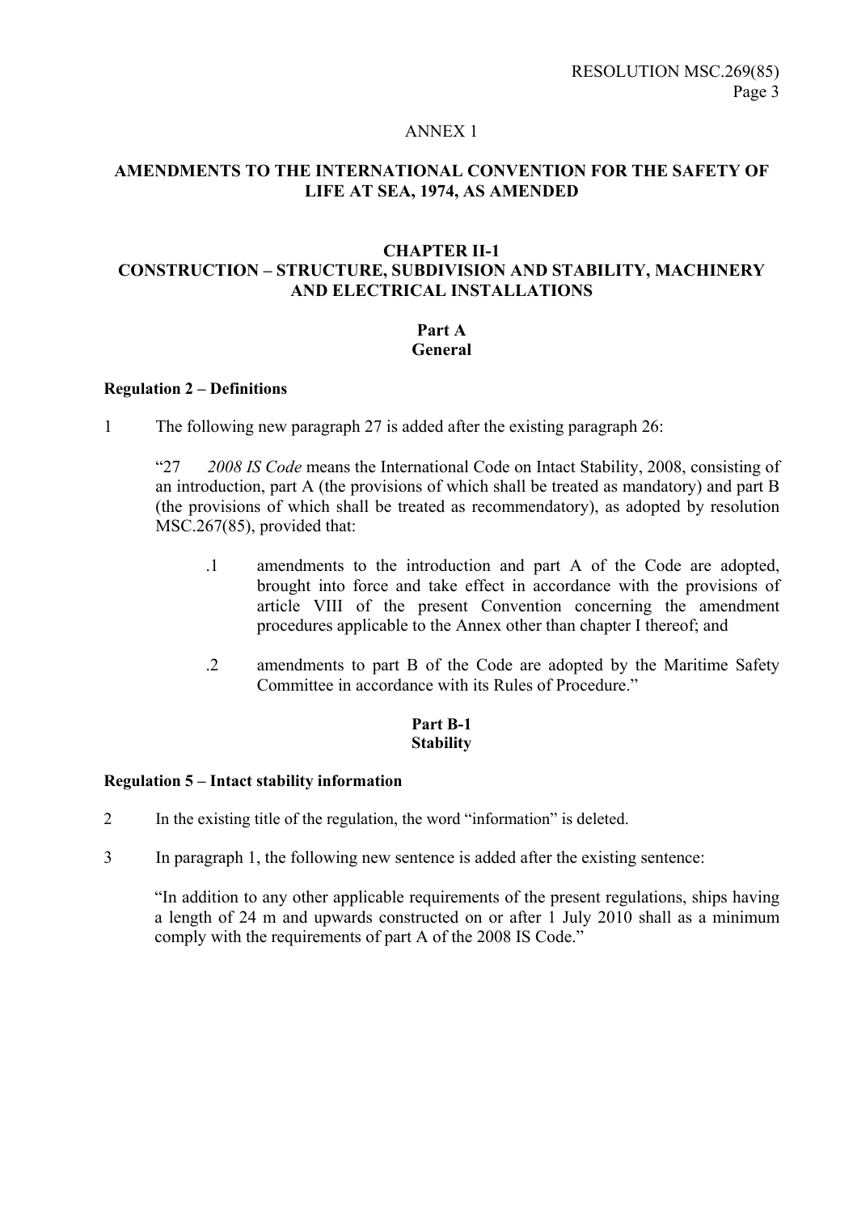ANNEX 1

## AMENDMENTS TO THE INTERNATIONAL CONVENTION FOR THE SAFETY OF LIFE AT SEA, 1974, AS AMENDED

### CHAPTER II-1
### CONSTRUCTION – STRUCTURE, SUBDIVISION AND STABILITY, MACHINERY AND ELECTRICAL INSTALLATIONS

#### Part A
#### General

**Regulation 2 – Definitions**

1 The following new paragraph 27 is added after the existing paragraph 26:

"27 *2008 IS Code* means the International Code on Intact Stability, 2008, consisting of an introduction, part A (the provisions of which shall be treated as mandatory) and part B (the provisions of which shall be treated as recommendatory), as adopted by resolution MSC.267(85), provided that:

> .1 amendments to the introduction and part A of the Code are adopted, brought into force and take effect in accordance with the provisions of article VIII of the present Convention concerning the amendment procedures applicable to the Annex other than chapter I thereof; and
>
> .2 amendments to part B of the Code are adopted by the Maritime Safety Committee in accordance with its Rules of Procedure."

#### Part B-1
#### Stability

**Regulation 5 – Intact stability information**

2 In the existing title of the regulation, the word "information" is deleted.

3 In paragraph 1, the following new sentence is added after the existing sentence:

"In addition to any other applicable requirements of the present regulations, ships having a length of 24 m and upwards constructed on or after 1 July 2010 shall as a minimum comply with the requirements of part A of the 2008 IS Code."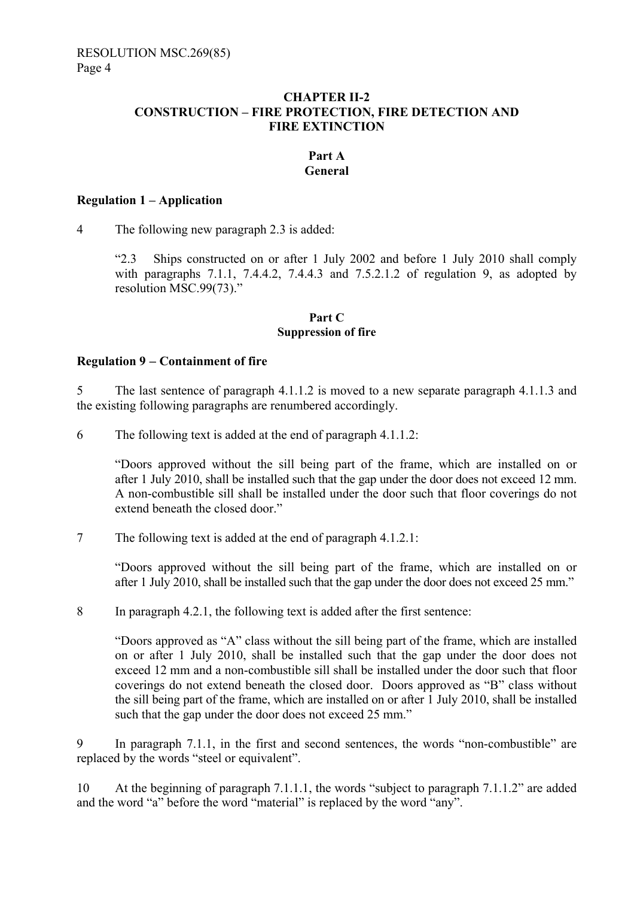## CHAPTER II-2
## CONSTRUCTION – FIRE PROTECTION, FIRE DETECTION AND FIRE EXTINCTION

### Part A
### General

**Regulation 1 – Application**

4 The following new paragraph 2.3 is added:

> "2.3 Ships constructed on or after 1 July 2002 and before 1 July 2010 shall comply with paragraphs 7.1.1, 7.4.4.2, 7.4.4.3 and 7.5.2.1.2 of regulation 9, as adopted by resolution MSC.99(73)."

### Part C
### Suppression of fire

**Regulation 9 – Containment of fire**

5 The last sentence of paragraph 4.1.1.2 is moved to a new separate paragraph 4.1.1.3 and the existing following paragraphs are renumbered accordingly.

6 The following text is added at the end of paragraph 4.1.1.2:

> "Doors approved without the sill being part of the frame, which are installed on or after 1 July 2010, shall be installed such that the gap under the door does not exceed 12 mm. A non-combustible sill shall be installed under the door such that floor coverings do not extend beneath the closed door."

7 The following text is added at the end of paragraph 4.1.2.1:

> "Doors approved without the sill being part of the frame, which are installed on or after 1 July 2010, shall be installed such that the gap under the door does not exceed 25 mm."

8 In paragraph 4.2.1, the following text is added after the first sentence:

> "Doors approved as "A" class without the sill being part of the frame, which are installed on or after 1 July 2010, shall be installed such that the gap under the door does not exceed 12 mm and a non-combustible sill shall be installed under the door such that floor coverings do not extend beneath the closed door. Doors approved as "B" class without the sill being part of the frame, which are installed on or after 1 July 2010, shall be installed such that the gap under the door does not exceed 25 mm."

9 In paragraph 7.1.1, in the first and second sentences, the words "non-combustible" are replaced by the words "steel or equivalent".

10 At the beginning of paragraph 7.1.1.1, the words "subject to paragraph 7.1.1.2" are added and the word "a" before the word "material" is replaced by the word "any".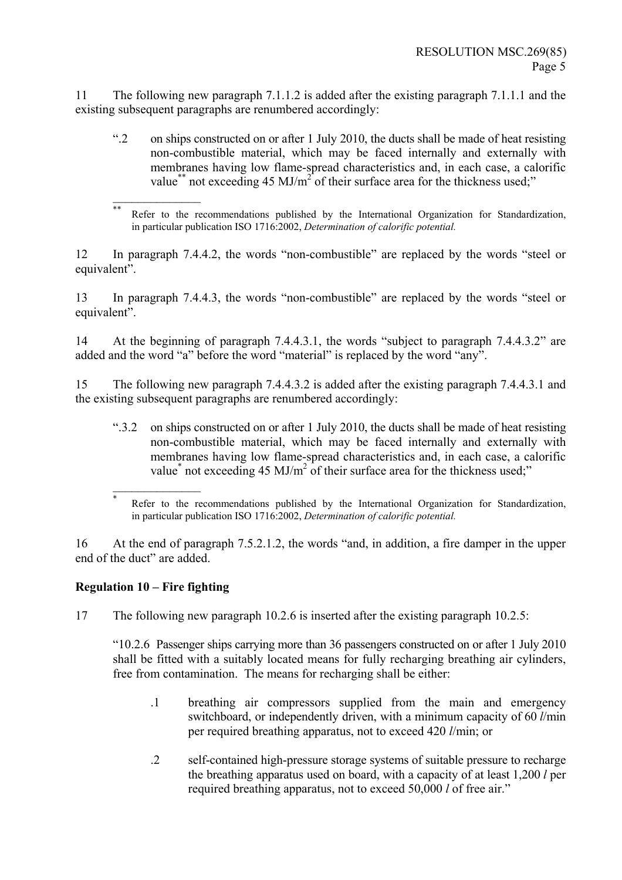11 The following new paragraph 7.1.1.2 is added after the existing paragraph 7.1.1.1 and the existing subsequent paragraphs are renumbered accordingly:

> ".2 on ships constructed on or after 1 July 2010, the ducts shall be made of heat resisting non-combustible material, which may be faced internally and externally with membranes having low flame-spread characteristics and, in each case, a calorific value** not exceeding 45 MJ/m$^2$ of their surface area for the thickness used;"

---

** Refer to the recommendations published by the International Organization for Standardization, in particular publication ISO 1716:2002, *Determination of calorific potential.*

12 In paragraph 7.4.4.2, the words "non-combustible" are replaced by the words "steel or equivalent".

13 In paragraph 7.4.4.3, the words "non-combustible" are replaced by the words "steel or equivalent".

14 At the beginning of paragraph 7.4.4.3.1, the words "subject to paragraph 7.4.4.3.2" are added and the word "a" before the word "material" is replaced by the word "any".

15 The following new paragraph 7.4.4.3.2 is added after the existing paragraph 7.4.4.3.1 and the existing subsequent paragraphs are renumbered accordingly:

> ".3.2 on ships constructed on or after 1 July 2010, the ducts shall be made of heat resisting non-combustible material, which may be faced internally and externally with membranes having low flame-spread characteristics and, in each case, a calorific value* not exceeding 45 MJ/m$^2$ of their surface area for the thickness used;"

---

* Refer to the recommendations published by the International Organization for Standardization, in particular publication ISO 1716:2002, *Determination of calorific potential.*

16 At the end of paragraph 7.5.2.1.2, the words "and, in addition, a fire damper in the upper end of the duct" are added.

**Regulation 10 – Fire fighting**

17 The following new paragraph 10.2.6 is inserted after the existing paragraph 10.2.5:

> "10.2.6 Passenger ships carrying more than 36 passengers constructed on or after 1 July 2010 shall be fitted with a suitably located means for fully recharging breathing air cylinders, free from contamination. The means for recharging shall be either:
>
> .1 breathing air compressors supplied from the main and emergency switchboard, or independently driven, with a minimum capacity of 60 *l*/min per required breathing apparatus, not to exceed 420 *l*/min; or
>
> .2 self-contained high-pressure storage systems of suitable pressure to recharge the breathing apparatus used on board, with a capacity of at least 1,200 *l* per required breathing apparatus, not to exceed 50,000 *l* of free air."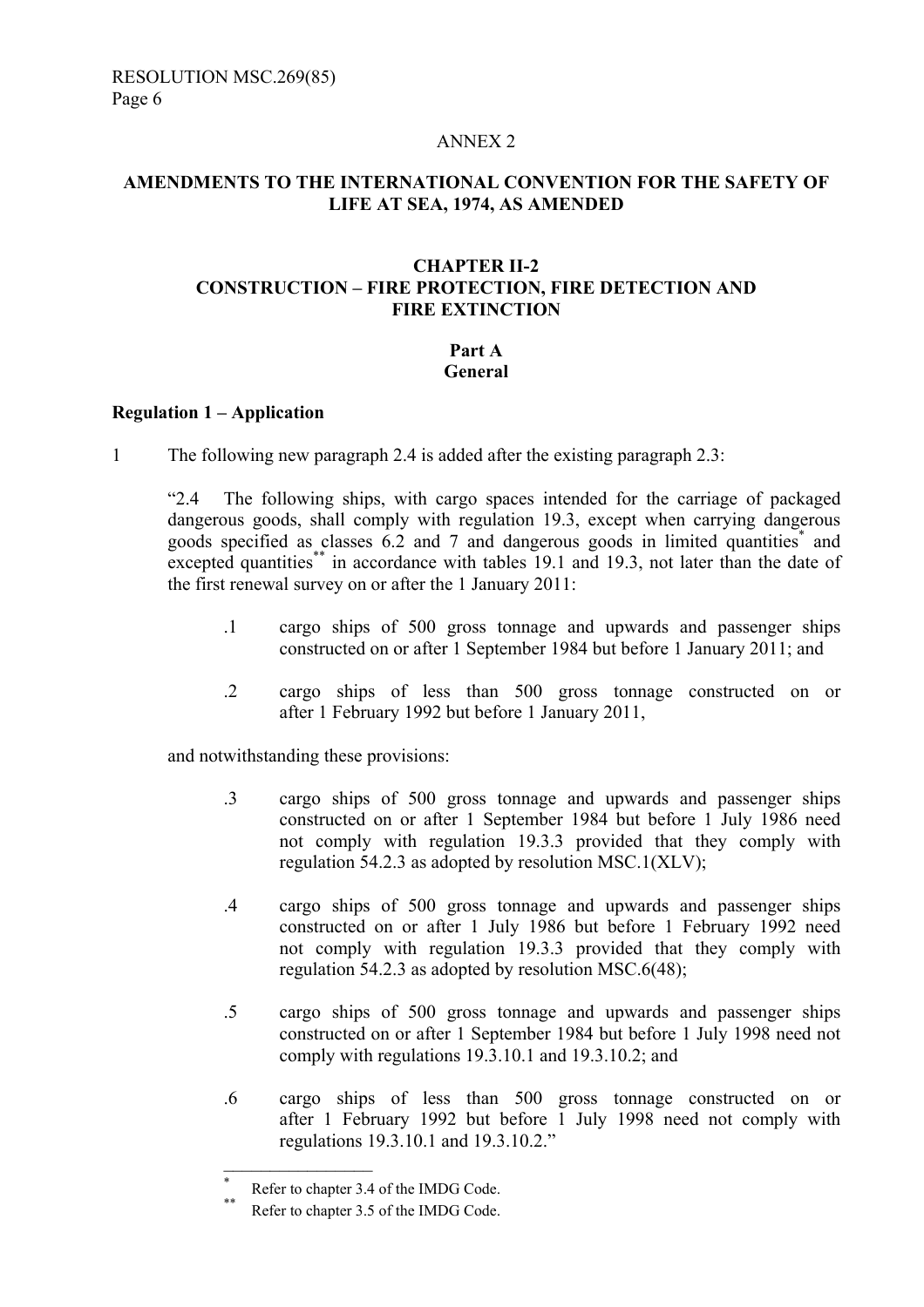ANNEX 2

**AMENDMENTS TO THE INTERNATIONAL CONVENTION FOR THE SAFETY OF LIFE AT SEA, 1974, AS AMENDED**

**CHAPTER II-2**
**CONSTRUCTION – FIRE PROTECTION, FIRE DETECTION AND FIRE EXTINCTION**

**Part A**
**General**

**Regulation 1 – Application**

1 The following new paragraph 2.4 is added after the existing paragraph 2.3:

> "2.4 The following ships, with cargo spaces intended for the carriage of packaged dangerous goods, shall comply with regulation 19.3, except when carrying dangerous goods specified as classes 6.2 and 7 and dangerous goods in limited quantities* and excepted quantities** in accordance with tables 19.1 and 19.3, not later than the date of the first renewal survey on or after the 1 January 2011:
>
> .1 cargo ships of 500 gross tonnage and upwards and passenger ships constructed on or after 1 September 1984 but before 1 January 2011; and
>
> .2 cargo ships of less than 500 gross tonnage constructed on or after 1 February 1992 but before 1 January 2011,
>
> and notwithstanding these provisions:
>
> .3 cargo ships of 500 gross tonnage and upwards and passenger ships constructed on or after 1 September 1984 but before 1 July 1986 need not comply with regulation 19.3.3 provided that they comply with regulation 54.2.3 as adopted by resolution MSC.1(XLV);
>
> .4 cargo ships of 500 gross tonnage and upwards and passenger ships constructed on or after 1 July 1986 but before 1 February 1992 need not comply with regulation 19.3.3 provided that they comply with regulation 54.2.3 as adopted by resolution MSC.6(48);
>
> .5 cargo ships of 500 gross tonnage and upwards and passenger ships constructed on or after 1 September 1984 but before 1 July 1998 need not comply with regulations 19.3.10.1 and 19.3.10.2; and
>
> .6 cargo ships of less than 500 gross tonnage constructed on or after 1 February 1992 but before 1 July 1998 need not comply with regulations 19.3.10.1 and 19.3.10.2."

---

* Refer to chapter 3.4 of the IMDG Code.

** Refer to chapter 3.5 of the IMDG Code.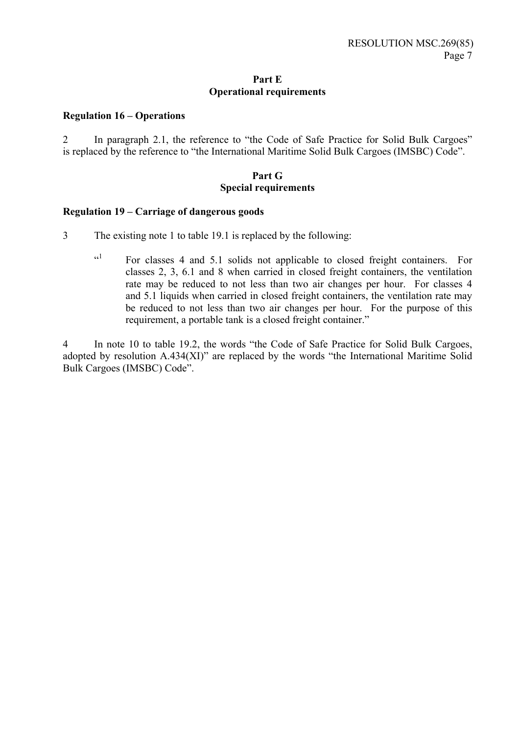## Part E
## Operational requirements

**Regulation 16 – Operations**

2 In paragraph 2.1, the reference to "the Code of Safe Practice for Solid Bulk Cargoes" is replaced by the reference to "the International Maritime Solid Bulk Cargoes (IMSBC) Code".

## Part G
## Special requirements

**Regulation 19 – Carriage of dangerous goods**

3 The existing note 1 to table 19.1 is replaced by the following:

> "[1] For classes 4 and 5.1 solids not applicable to closed freight containers. For classes 2, 3, 6.1 and 8 when carried in closed freight containers, the ventilation rate may be reduced to not less than two air changes per hour. For classes 4 and 5.1 liquids when carried in closed freight containers, the ventilation rate may be reduced to not less than two air changes per hour. For the purpose of this requirement, a portable tank is a closed freight container."

4 In note 10 to table 19.2, the words "the Code of Safe Practice for Solid Bulk Cargoes, adopted by resolution A.434(XI)" are replaced by the words "the International Maritime Solid Bulk Cargoes (IMSBC) Code".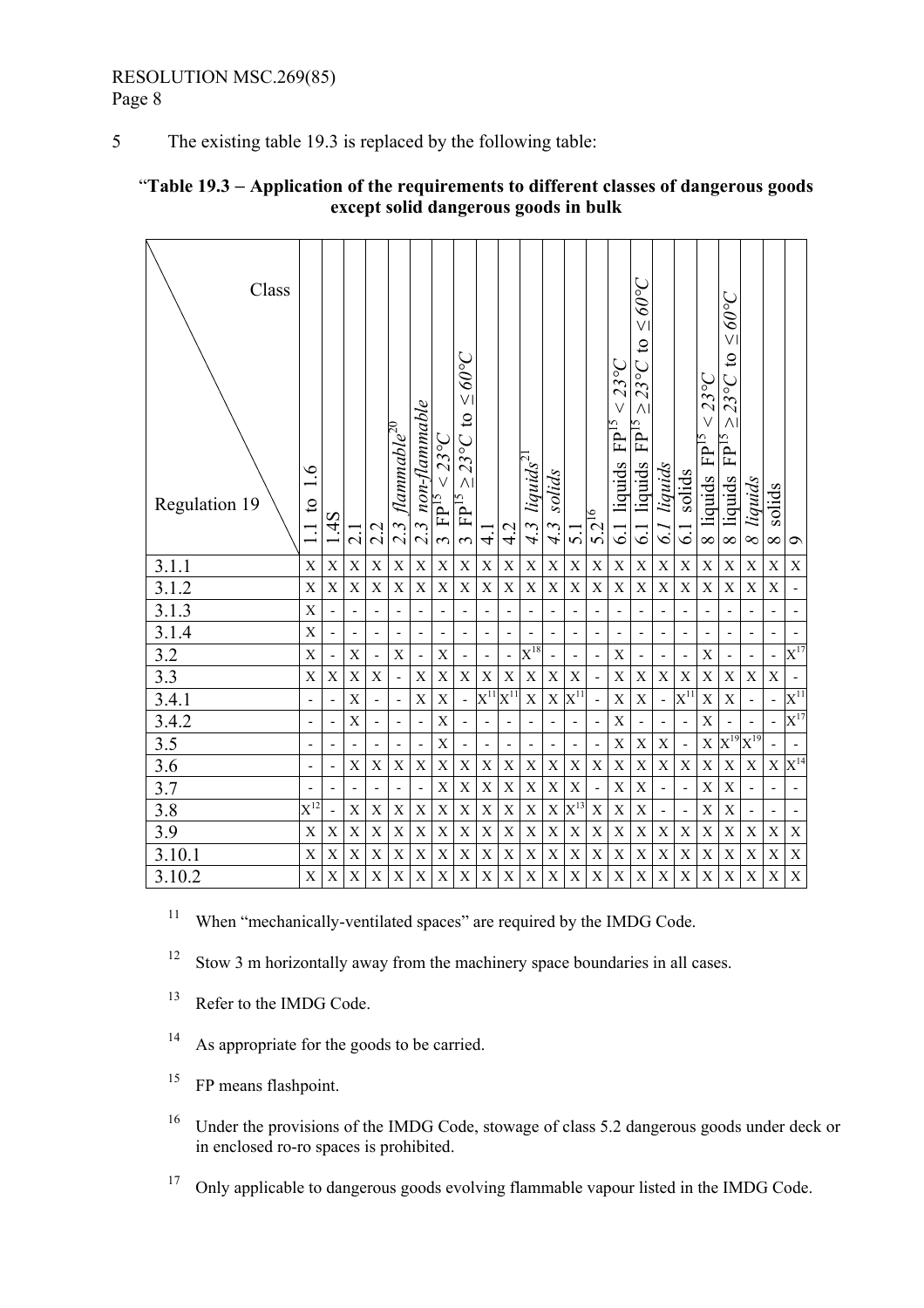5 The existing table 19.3 is replaced by the following table:

"**Table 19.3 – Application of the requirements to different classes of dangerous goods except solid dangerous goods in bulk**

| Regulation 19 \ Class | 1.1 to 1.6 | 1.4S | 2.1 | 2.2 | 2.3 *flammable*[20] | 2.3 *non-flammable* | 3 FP[15] < 23°C | 3 FP[15] ≥ 23°C to ≤ 60°C | 4.1 | 4.2 | 4.3 *liquids*[21] | 4.3 *solids* | 5.1 | 5.2[16] | 6.1 liquids FP[15] < 23°C | 6.1 liquids FP[15] ≥ 23°C to ≤ 60°C | 6.1 *liquids* | 6.1 solids | 8 liquids FP[15] < 23°C | 8 liquids FP[15] ≥ 23°C to ≤ 60°C | 8 *liquids* | 8 solids | 9 |
|---|---|---|---|---|---|---|---|---|---|---|---|---|---|---|---|---|---|---|---|---|---|---|---|
| 3.1.1 | X | X | X | X | X | X | X | X | X | X | X | X | X | X | X | X | X | X | X | X | X | X | X |
| 3.1.2 | X | X | X | X | X | X | X | X | X | X | X | X | X | X | X | X | X | X | X | X | X | X | - |
| 3.1.3 | X | - | - | - | - | - | - | - | - | - | - | - | - | - | - | - | - | - | - | - | - | - | - |
| 3.1.4 | X | - | - | - | - | - | - | - | - | - | - | - | - | - | - | - | - | - | - | - | - | - | - |
| 3.2 | X | - | X | - | X | - | X | - | - | - | X[18] | - | - | - | X | - | - | - | X | - | - | - | X[17] |
| 3.3 | X | X | X | X | - | X | X | X | X | X | X | X | X | - | X | X | X | X | X | X | X | X | - |
| 3.4.1 | - | - | X | - | - | X | X | - | X[11] | X[11] | X | X | X[11] | - | X | X | - | X[11] | X | X | - | - | X[11] |
| 3.4.2 | - | - | X | - | - | - | X | - | - | - | - | - | - | - | X | - | - | - | X | - | - | - | X[17] |
| 3.5 | - | - | - | - | - | - | X | - | - | - | - | - | - | - | X | X | X | - | X | X[19] | X[19] | - | - |
| 3.6 | - | - | X | X | X | X | X | X | X | X | X | X | X | X | X | X | X | X | X | X | X | X | X[14] |
| 3.7 | - | - | - | - | - | - | X | X | X | X | X | X | X | - | X | X | - | - | X | X | - | - | - |
| 3.8 | X[12] | - | X | X | X | X | X | X | X | X | X | X | X[13] | X | X | X | - | - | X | X | - | - | - |
| 3.9 | X | X | X | X | X | X | X | X | X | X | X | X | X | X | X | X | X | X | X | X | X | X | X |
| 3.10.1 | X | X | X | X | X | X | X | X | X | X | X | X | X | X | X | X | X | X | X | X | X | X | X |
| 3.10.2 | X | X | X | X | X | X | X | X | X | X | X | X | X | X | X | X | X | X | X | X | X | X | X |

[11] When "mechanically-ventilated spaces" are required by the IMDG Code.

[12] Stow 3 m horizontally away from the machinery space boundaries in all cases.

[13] Refer to the IMDG Code.

[14] As appropriate for the goods to be carried.

[15] FP means flashpoint.

[16] Under the provisions of the IMDG Code, stowage of class 5.2 dangerous goods under deck or in enclosed ro-ro spaces is prohibited.

[17] Only applicable to dangerous goods evolving flammable vapour listed in the IMDG Code.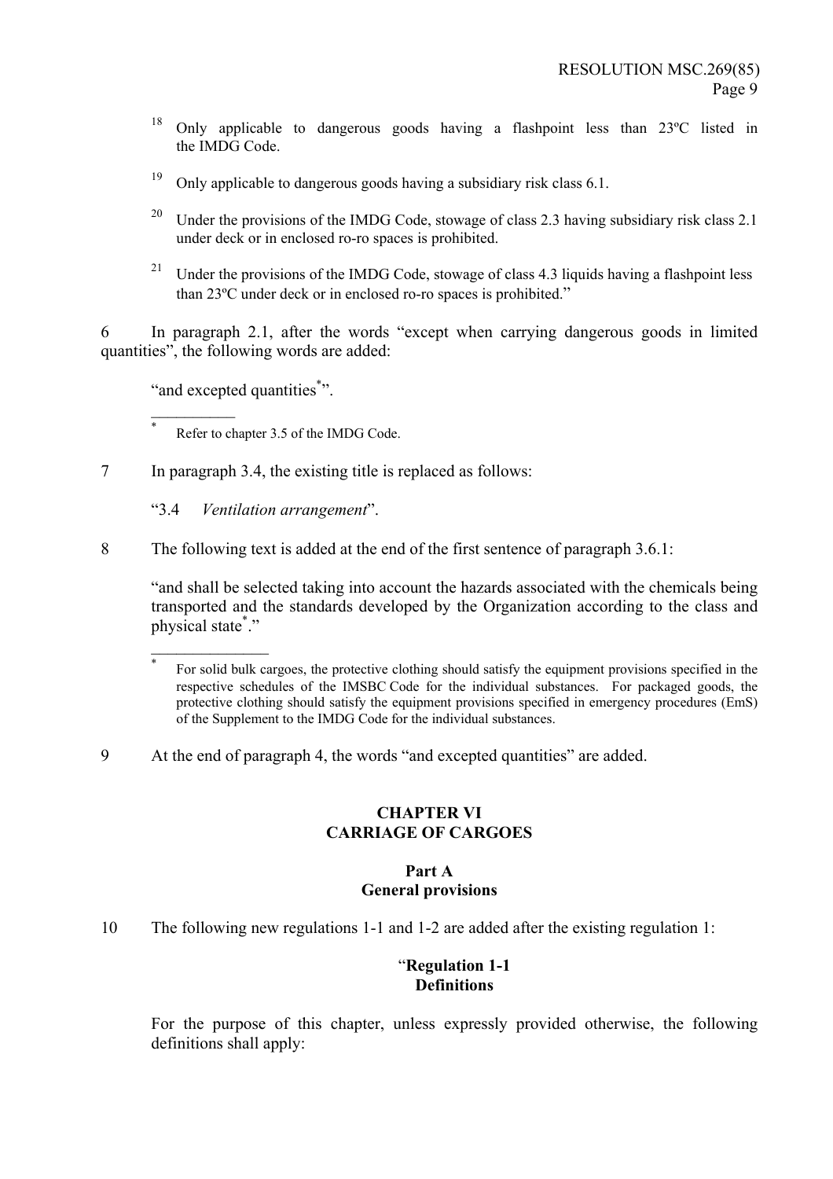[18] Only applicable to dangerous goods having a flashpoint less than 23ºC listed in the IMDG Code.

[19] Only applicable to dangerous goods having a subsidiary risk class 6.1.

[20] Under the provisions of the IMDG Code, stowage of class 2.3 having subsidiary risk class 2.1 under deck or in enclosed ro-ro spaces is prohibited.

[21] Under the provisions of the IMDG Code, stowage of class 4.3 liquids having a flashpoint less than 23ºC under deck or in enclosed ro-ro spaces is prohibited."

6 In paragraph 2.1, after the words "except when carrying dangerous goods in limited quantities", the following words are added:

"and excepted quantities[*]".

---

[*] Refer to chapter 3.5 of the IMDG Code.

7 In paragraph 3.4, the existing title is replaced as follows:

"3.4 *Ventilation arrangement*".

8 The following text is added at the end of the first sentence of paragraph 3.6.1:

"and shall be selected taking into account the hazards associated with the chemicals being transported and the standards developed by the Organization according to the class and physical state[*]."

---

[*] For solid bulk cargoes, the protective clothing should satisfy the equipment provisions specified in the respective schedules of the IMSBC Code for the individual substances. For packaged goods, the protective clothing should satisfy the equipment provisions specified in emergency procedures (EmS) of the Supplement to the IMDG Code for the individual substances.

9 At the end of paragraph 4, the words "and excepted quantities" are added.

## CHAPTER VI
## CARRIAGE OF CARGOES

### Part A
### General provisions

10 The following new regulations 1-1 and 1-2 are added after the existing regulation 1:

"**Regulation 1-1**
**Definitions**

For the purpose of this chapter, unless expressly provided otherwise, the following definitions shall apply: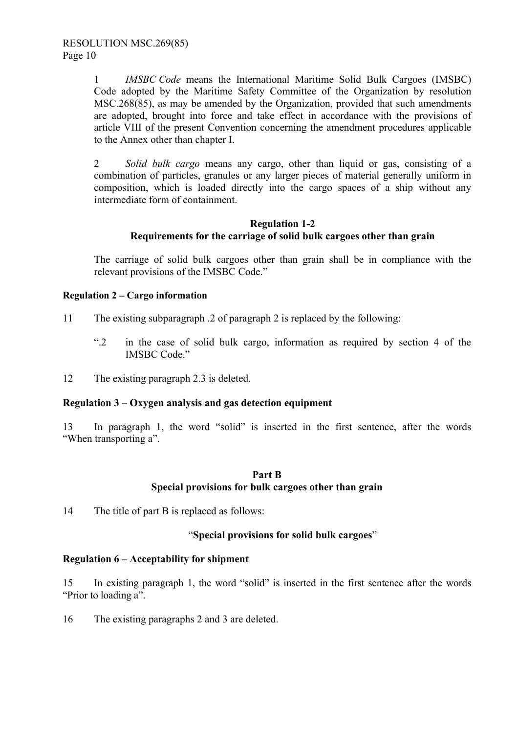1 *IMSBC Code* means the International Maritime Solid Bulk Cargoes (IMSBC) Code adopted by the Maritime Safety Committee of the Organization by resolution MSC.268(85), as may be amended by the Organization, provided that such amendments are adopted, brought into force and take effect in accordance with the provisions of article VIII of the present Convention concerning the amendment procedures applicable to the Annex other than chapter I.

2 *Solid bulk cargo* means any cargo, other than liquid or gas, consisting of a combination of particles, granules or any larger pieces of material generally uniform in composition, which is loaded directly into the cargo spaces of a ship without any intermediate form of containment.

**Regulation 1-2**
**Requirements for the carriage of solid bulk cargoes other than grain**

The carriage of solid bulk cargoes other than grain shall be in compliance with the relevant provisions of the IMSBC Code."

**Regulation 2 – Cargo information**

11 The existing subparagraph .2 of paragraph 2 is replaced by the following:

".2 in the case of solid bulk cargo, information as required by section 4 of the IMSBC Code."

12 The existing paragraph 2.3 is deleted.

**Regulation 3 – Oxygen analysis and gas detection equipment**

13 In paragraph 1, the word "solid" is inserted in the first sentence, after the words "When transporting a".

**Part B**
**Special provisions for bulk cargoes other than grain**

14 The title of part B is replaced as follows:

"**Special provisions for solid bulk cargoes**"

**Regulation 6 – Acceptability for shipment**

15 In existing paragraph 1, the word "solid" is inserted in the first sentence after the words "Prior to loading a".

16 The existing paragraphs 2 and 3 are deleted.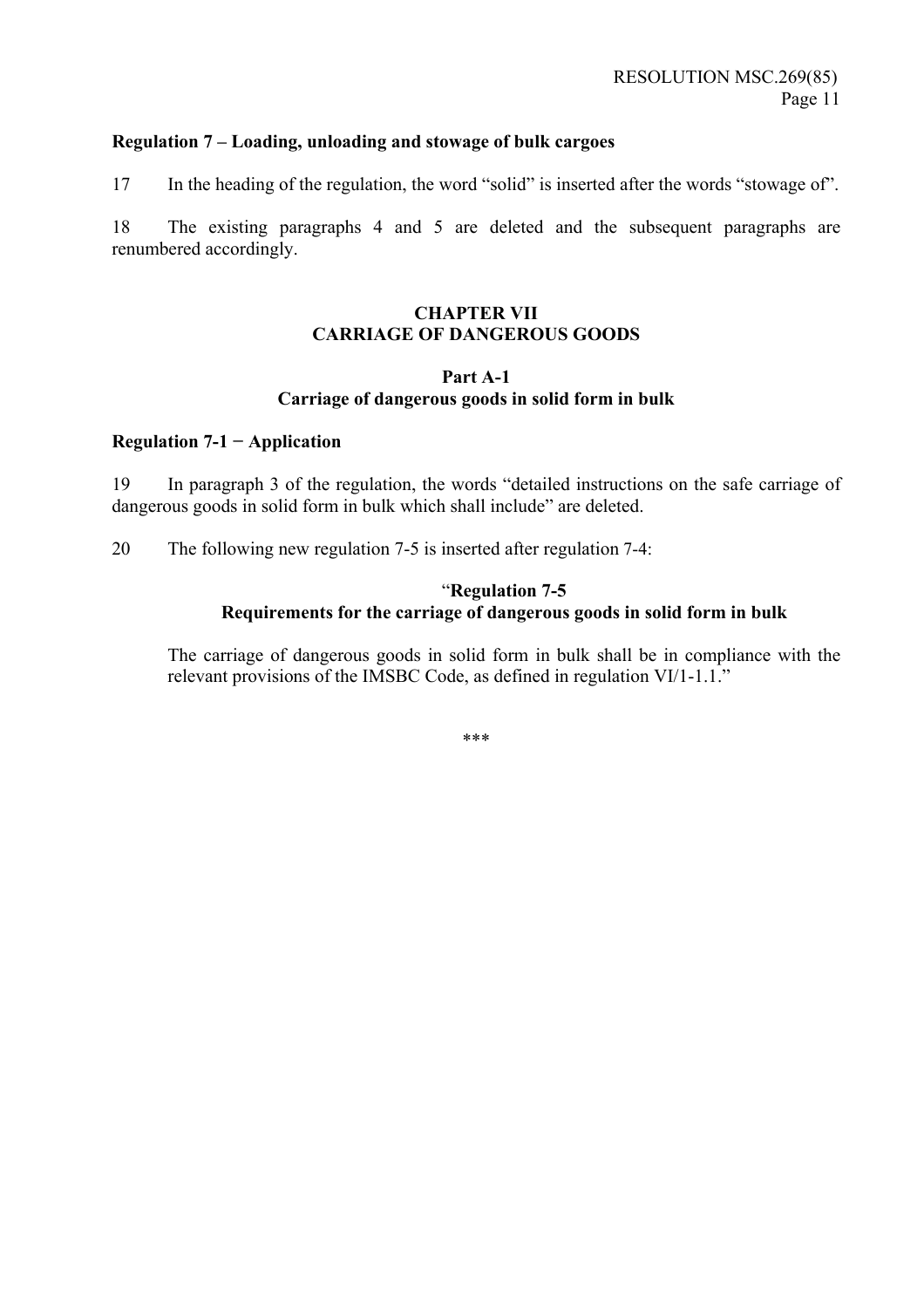**Regulation 7 – Loading, unloading and stowage of bulk cargoes**

17 In the heading of the regulation, the word "solid" is inserted after the words "stowage of".

18 The existing paragraphs 4 and 5 are deleted and the subsequent paragraphs are renumbered accordingly.

## CHAPTER VII
## CARRIAGE OF DANGEROUS GOODS

### Part A-1
### Carriage of dangerous goods in solid form in bulk

**Regulation 7-1 − Application**

19 In paragraph 3 of the regulation, the words "detailed instructions on the safe carriage of dangerous goods in solid form in bulk which shall include" are deleted.

20 The following new regulation 7-5 is inserted after regulation 7-4:

> "**Regulation 7-5**
> **Requirements for the carriage of dangerous goods in solid form in bulk**
>
> The carriage of dangerous goods in solid form in bulk shall be in compliance with the relevant provisions of the IMSBC Code, as defined in regulation VI/1-1.1."

***